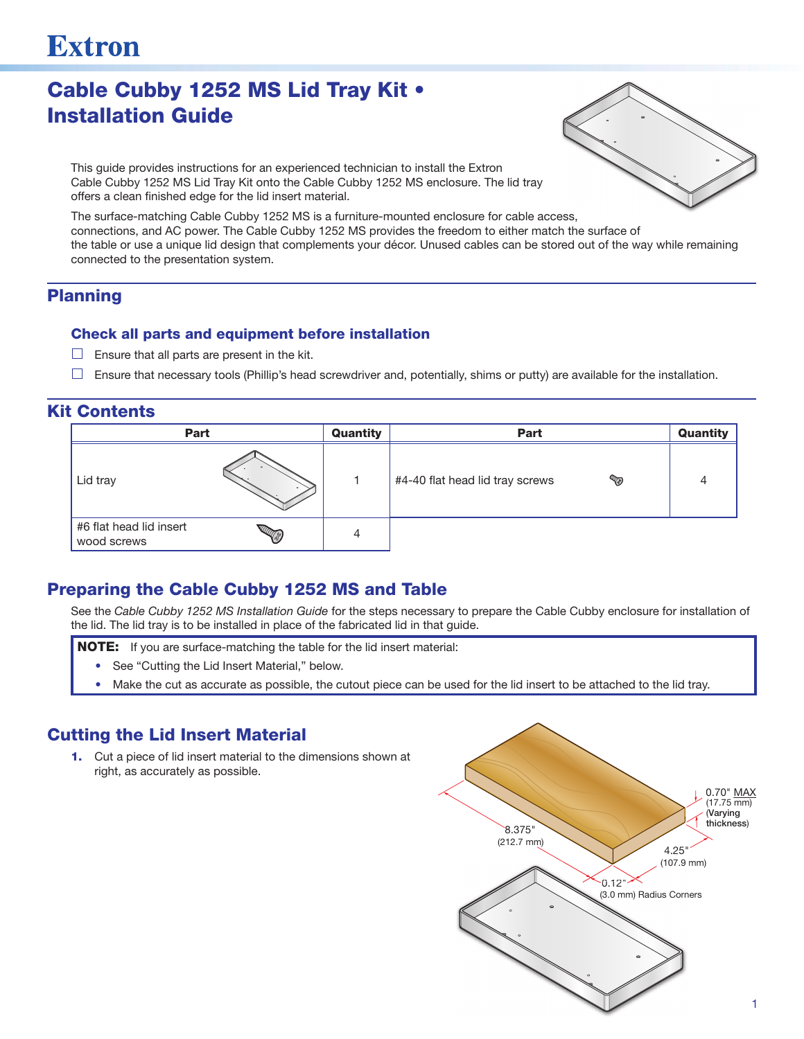# Extron

# Cable Cubby 1252 MS Lid Tray Kit • Installation Guide

This guide provides instructions for an experienced technician to install the Extron Cable Cubby 1252 MS Lid Tray Kit onto the Cable Cubby 1252 MS enclosure. The lid tray offers a clean finished edge for the lid insert material.

The surface-matching Cable Cubby 1252 MS is a furniture-mounted enclosure for cable access, connections, and AC power. The Cable Cubby 1252 MS provides the freedom to either match the surface of the table or use a unique lid design that complements your décor. Unused cables can be stored out of the way while remaining connected to the presentation system.

## Planning

### Check all parts and equipment before installation

- ☐ Ensure that all parts are present in the kit.
- ☐ Ensure that necessary tools (Phillip's head screwdriver and, potentially, shims or putty) are available for the installation.

## Kit Contents

| Part | Quantity | Part | Quantity |
|---|---|---|---|
| Lid tray | 1 | #4-40 flat head lid tray screws | 4 |
| #6 flat head lid insert wood screws | 4 | | |

## Preparing the Cable Cubby 1252 MS and Table

See the *Cable Cubby 1252 MS Installation Guide* for the steps necessary to prepare the Cable Cubby enclosure for installation of the lid. The lid tray is to be installed in place of the fabricated lid in that guide.

**NOTE:** If you are surface-matching the table for the lid insert material:

- See "Cutting the Lid Insert Material," below.
- Make the cut as accurate as possible, the cutout piece can be used for the lid insert to be attached to the lid tray.

## Cutting the Lid Insert Material

1. Cut a piece of lid insert material to the dimensions shown at right, as accurately as possible.

8.375" (212.7 mm)

4.25" (107.9 mm)

0.70" MAX (17.75 mm) (Varying thickness)

0.12" (3.0 mm) Radius Corners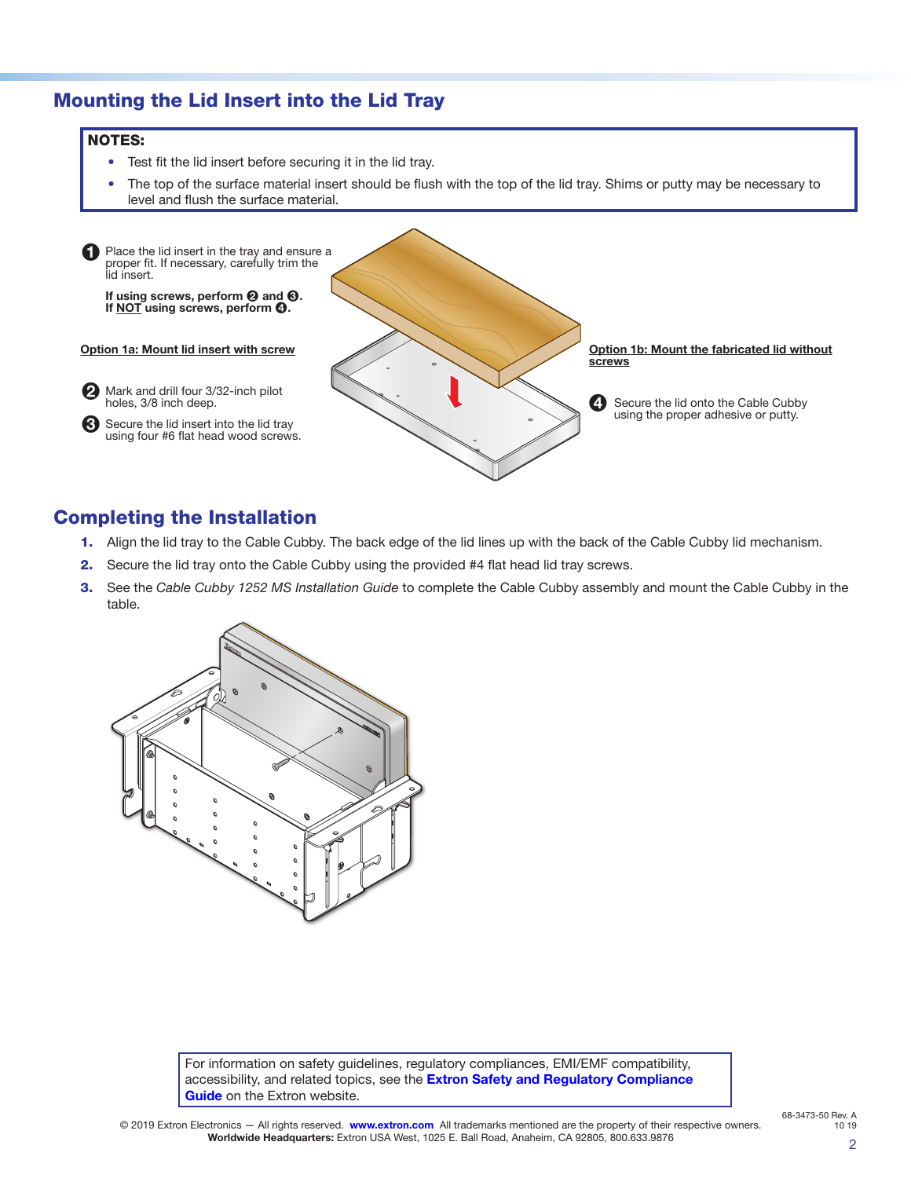## Mounting the Lid Insert into the Lid Tray

**NOTES:**

- Test fit the lid insert before securing it in the lid tray.
- The top of the surface material insert should be flush with the top of the lid tray. Shims or putty may be necessary to level and flush the surface material.

❶ Place the lid insert in the tray and ensure a proper fit. If necessary, carefully trim the lid insert.

**If using screws, perform ❷ and ❸.**
**If NOT using screws, perform ❹.**

**Option 1a: Mount lid insert with screw**

❷ Mark and drill four 3/32-inch pilot holes, 3/8 inch deep.

❸ Secure the lid insert into the lid tray using four #6 flat head wood screws.

**Option 1b: Mount the fabricated lid without screws**

❹ Secure the lid onto the Cable Cubby using the proper adhesive or putty.

## Completing the Installation

1. Align the lid tray to the Cable Cubby. The back edge of the lid lines up with the back of the Cable Cubby lid mechanism.
2. Secure the lid tray onto the Cable Cubby using the provided #4 flat head lid tray screws.
3. See the *Cable Cubby 1252 MS Installation Guide* to complete the Cable Cubby assembly and mount the Cable Cubby in the table.

For information on safety guidelines, regulatory compliances, EMI/EMF compatibility, accessibility, and related topics, see the **Extron Safety and Regulatory Compliance Guide** on the Extron website.

© 2019 Extron Electronics — All rights reserved. **www.extron.com** All trademarks mentioned are the property of their respective owners.
**Worldwide Headquarters:** Extron USA West, 1025 E. Ball Road, Anaheim, CA 92805, 800.633.9876

68-3473-50 Rev. A
10 19